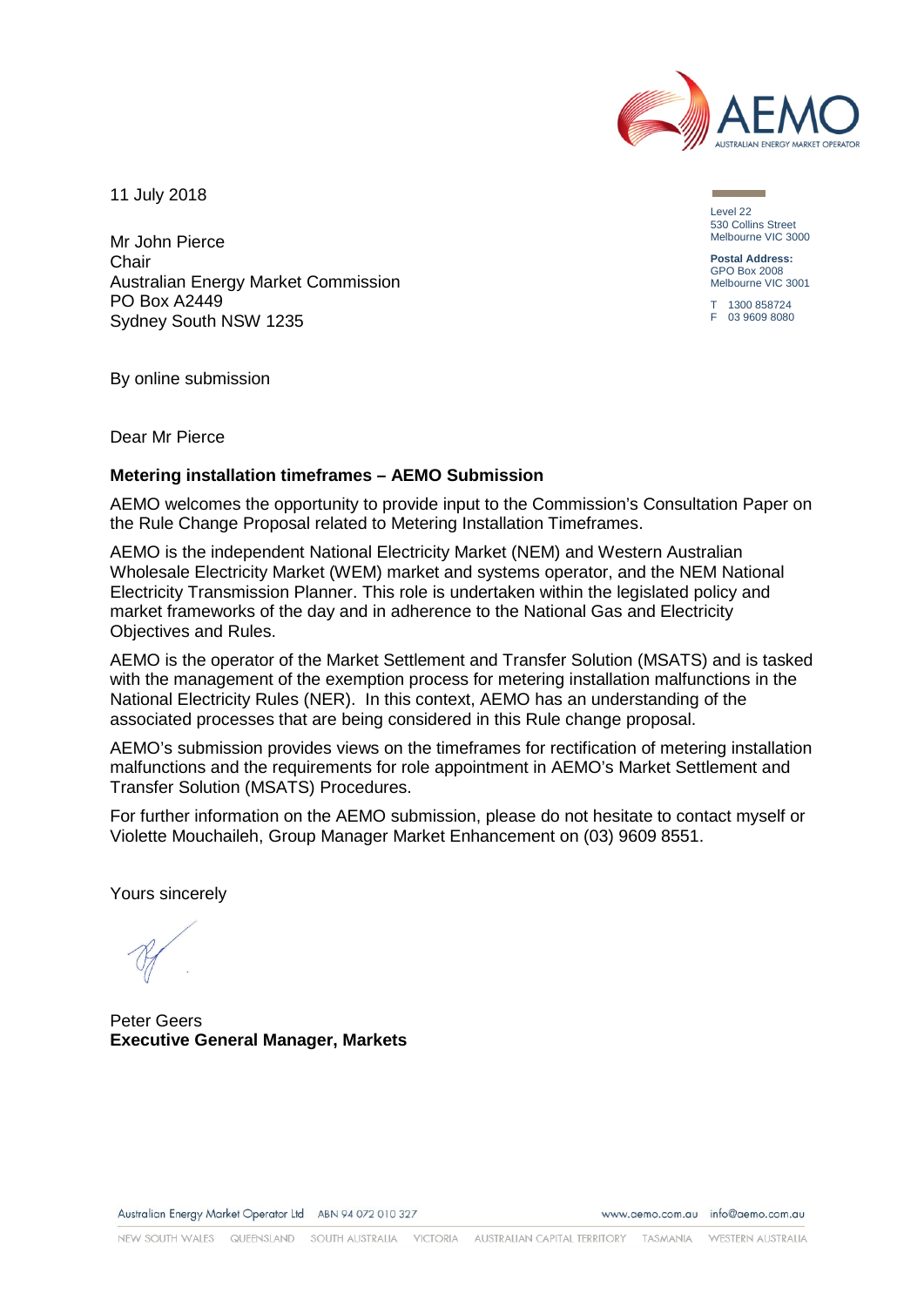11 July 2018

Level 22
530 Collins Street
Melbourne VIC 3000

**Postal Address:**
GPO Box 2008
Melbourne VIC 3001

T 1300 858724
F 03 9609 8080

Mr John Pierce
Chair
Australian Energy Market Commission
PO Box A2449
Sydney South NSW 1235

By online submission

Dear Mr Pierce

**Metering installation timeframes – AEMO Submission**

AEMO welcomes the opportunity to provide input to the Commission's Consultation Paper on the Rule Change Proposal related to Metering Installation Timeframes.

AEMO is the independent National Electricity Market (NEM) and Western Australian Wholesale Electricity Market (WEM) market and systems operator, and the NEM National Electricity Transmission Planner. This role is undertaken within the legislated policy and market frameworks of the day and in adherence to the National Gas and Electricity Objectives and Rules.

AEMO is the operator of the Market Settlement and Transfer Solution (MSATS) and is tasked with the management of the exemption process for metering installation malfunctions in the National Electricity Rules (NER). In this context, AEMO has an understanding of the associated processes that are being considered in this Rule change proposal.

AEMO's submission provides views on the timeframes for rectification of metering installation malfunctions and the requirements for role appointment in AEMO's Market Settlement and Transfer Solution (MSATS) Procedures.

For further information on the AEMO submission, please do not hesitate to contact myself or Violette Mouchaileh, Group Manager Market Enhancement on (03) 9609 8551.

Yours sincerely

Peter Geers
**Executive General Manager, Markets**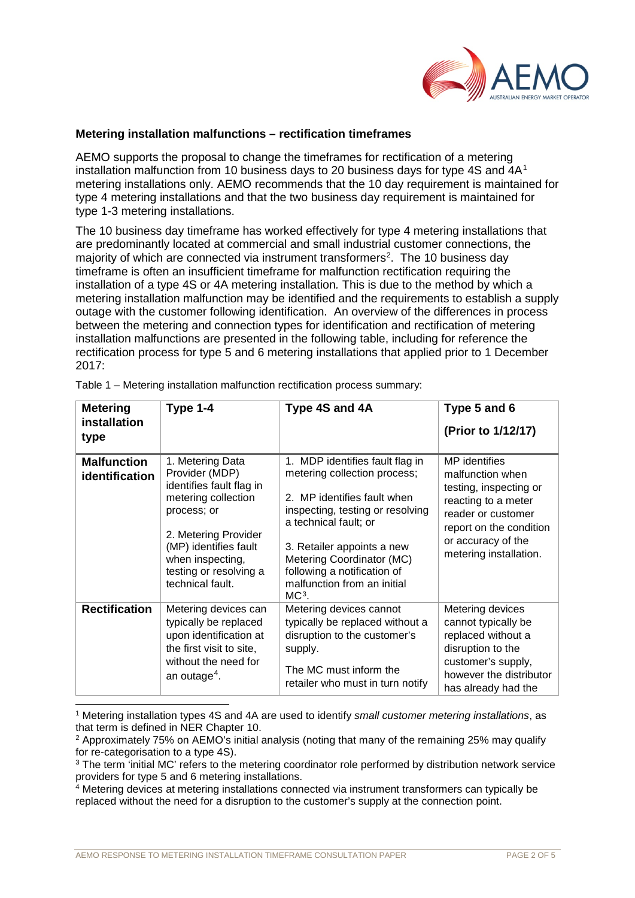**Metering installation malfunctions – rectification timeframes**

AEMO supports the proposal to change the timeframes for rectification of a metering installation malfunction from 10 business days to 20 business days for type 4S and 4A[1] metering installations only. AEMO recommends that the 10 day requirement is maintained for type 4 metering installations and that the two business day requirement is maintained for type 1-3 metering installations.

The 10 business day timeframe has worked effectively for type 4 metering installations that are predominantly located at commercial and small industrial customer connections, the majority of which are connected via instrument transformers[2]. The 10 business day timeframe is often an insufficient timeframe for malfunction rectification requiring the installation of a type 4S or 4A metering installation. This is due to the method by which a metering installation malfunction may be identified and the requirements to establish a supply outage with the customer following identification. An overview of the differences in process between the metering and connection types for identification and rectification of metering installation malfunctions are presented in the following table, including for reference the rectification process for type 5 and 6 metering installations that applied prior to 1 December 2017:

Table 1 – Metering installation malfunction rectification process summary:

| Metering installation type | Type 1-4 | Type 4S and 4A | Type 5 and 6 (Prior to 1/12/17) |
|---|---|---|---|
| **Malfunction identification** | 1. Metering Data Provider (MDP) identifies fault flag in metering collection process; or<br><br>2. Metering Provider (MP) identifies fault when inspecting, testing or resolving a technical fault. | 1. MDP identifies fault flag in metering collection process;<br><br>2. MP identifies fault when inspecting, testing or resolving a technical fault; or<br><br>3. Retailer appoints a new Metering Coordinator (MC) following a notification of malfunction from an initial MC[3]. | MP identifies malfunction when testing, inspecting or reacting to a meter reader or customer report on the condition or accuracy of the metering installation. |
| **Rectification** | Metering devices can typically be replaced upon identification at the first visit to site, without the need for an outage[4]. | Metering devices cannot typically be replaced without a disruption to the customer's supply.<br><br>The MC must inform the retailer who must in turn notify | Metering devices cannot typically be replaced without a disruption to the customer's supply, however the distributor has already had the |

[1] Metering installation types 4S and 4A are used to identify *small customer metering installations*, as that term is defined in NER Chapter 10.

[2] Approximately 75% on AEMO's initial analysis (noting that many of the remaining 25% may qualify for re-categorisation to a type 4S).

[3] The term 'initial MC' refers to the metering coordinator role performed by distribution network service providers for type 5 and 6 metering installations.

[4] Metering devices at metering installations connected via instrument transformers can typically be replaced without the need for a disruption to the customer's supply at the connection point.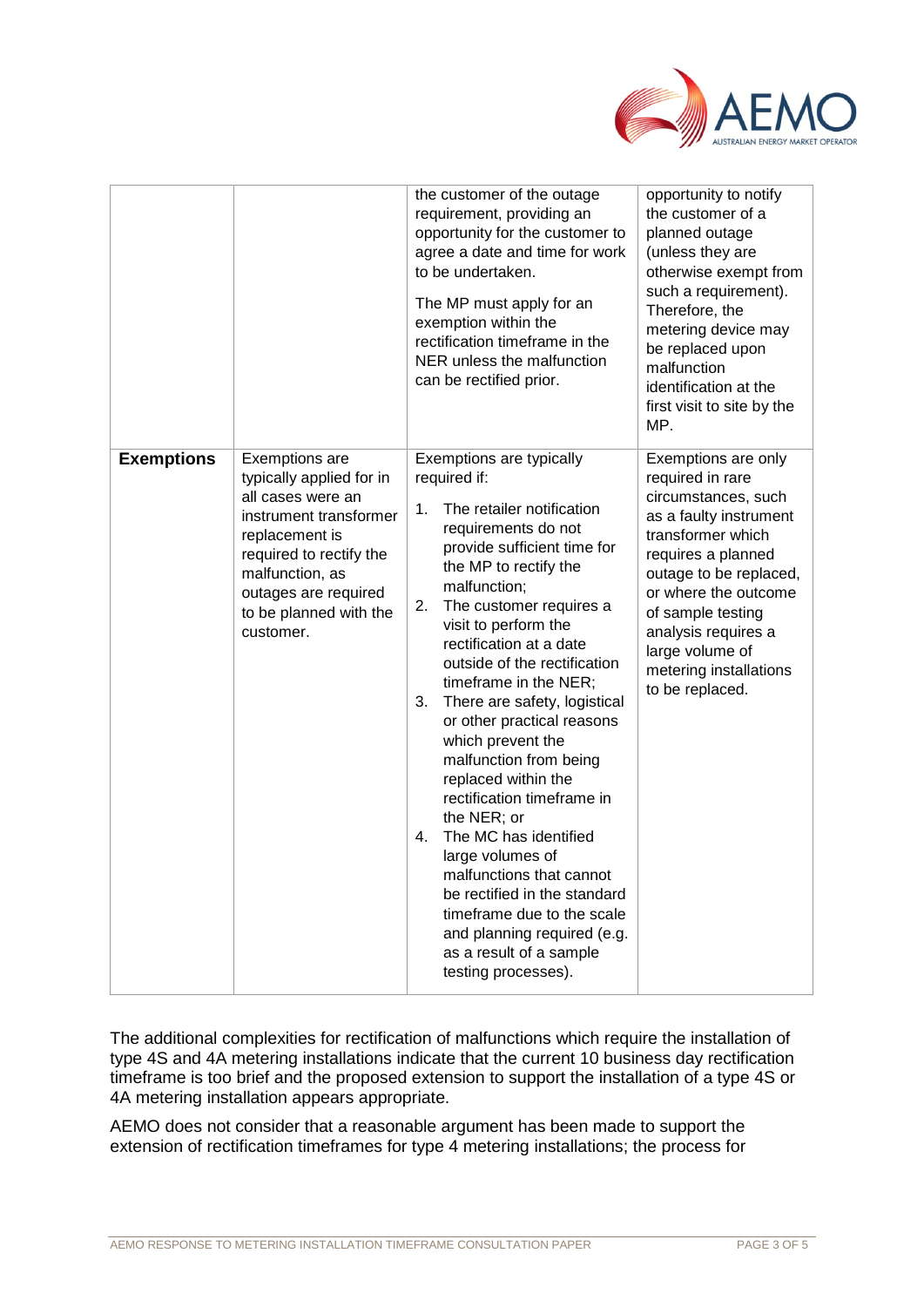|  |  |  |  |
|---|---|---|---|
|  |  | the customer of the outage requirement, providing an opportunity for the customer to agree a date and time for work to be undertaken.<br><br>The MP must apply for an exemption within the rectification timeframe in the NER unless the malfunction can be rectified prior. | opportunity to notify the customer of a planned outage (unless they are otherwise exempt from such a requirement). Therefore, the metering device may be replaced upon malfunction identification at the first visit to site by the MP. |
| **Exemptions** | Exemptions are typically applied for in all cases were an instrument transformer replacement is required to rectify the malfunction, as outages are required to be planned with the customer. | Exemptions are typically required if:<br><br>1. The retailer notification requirements do not provide sufficient time for the MP to rectify the malfunction;<br>2. The customer requires a visit to perform the rectification at a date outside of the rectification timeframe in the NER;<br>3. There are safety, logistical or other practical reasons which prevent the malfunction from being replaced within the rectification timeframe in the NER; or<br>4. The MC has identified large volumes of malfunctions that cannot be rectified in the standard timeframe due to the scale and planning required (e.g. as a result of a sample testing processes). | Exemptions are only required in rare circumstances, such as a faulty instrument transformer which requires a planned outage to be replaced, or where the outcome of sample testing analysis requires a large volume of metering installations to be replaced. |

The additional complexities for rectification of malfunctions which require the installation of type 4S and 4A metering installations indicate that the current 10 business day rectification timeframe is too brief and the proposed extension to support the installation of a type 4S or 4A metering installation appears appropriate.

AEMO does not consider that a reasonable argument has been made to support the extension of rectification timeframes for type 4 metering installations; the process for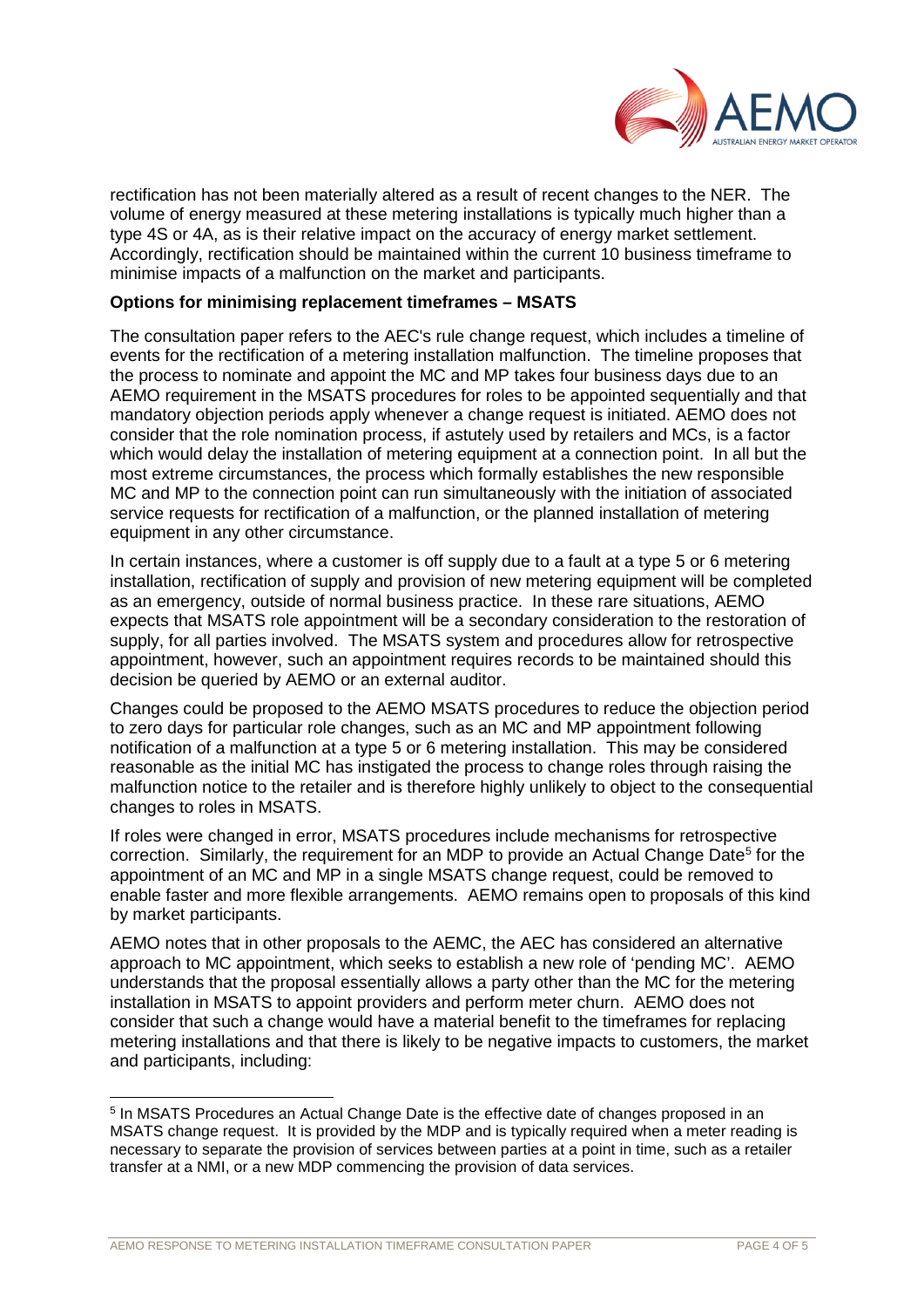rectification has not been materially altered as a result of recent changes to the NER. The volume of energy measured at these metering installations is typically much higher than a type 4S or 4A, as is their relative impact on the accuracy of energy market settlement. Accordingly, rectification should be maintained within the current 10 business timeframe to minimise impacts of a malfunction on the market and participants.

**Options for minimising replacement timeframes – MSATS**

The consultation paper refers to the AEC's rule change request, which includes a timeline of events for the rectification of a metering installation malfunction. The timeline proposes that the process to nominate and appoint the MC and MP takes four business days due to an AEMO requirement in the MSATS procedures for roles to be appointed sequentially and that mandatory objection periods apply whenever a change request is initiated. AEMO does not consider that the role nomination process, if astutely used by retailers and MCs, is a factor which would delay the installation of metering equipment at a connection point. In all but the most extreme circumstances, the process which formally establishes the new responsible MC and MP to the connection point can run simultaneously with the initiation of associated service requests for rectification of a malfunction, or the planned installation of metering equipment in any other circumstance.

In certain instances, where a customer is off supply due to a fault at a type 5 or 6 metering installation, rectification of supply and provision of new metering equipment will be completed as an emergency, outside of normal business practice. In these rare situations, AEMO expects that MSATS role appointment will be a secondary consideration to the restoration of supply, for all parties involved. The MSATS system and procedures allow for retrospective appointment, however, such an appointment requires records to be maintained should this decision be queried by AEMO or an external auditor.

Changes could be proposed to the AEMO MSATS procedures to reduce the objection period to zero days for particular role changes, such as an MC and MP appointment following notification of a malfunction at a type 5 or 6 metering installation. This may be considered reasonable as the initial MC has instigated the process to change roles through raising the malfunction notice to the retailer and is therefore highly unlikely to object to the consequential changes to roles in MSATS.

If roles were changed in error, MSATS procedures include mechanisms for retrospective correction. Similarly, the requirement for an MDP to provide an Actual Change Date[5] for the appointment of an MC and MP in a single MSATS change request, could be removed to enable faster and more flexible arrangements. AEMO remains open to proposals of this kind by market participants.

AEMO notes that in other proposals to the AEMC, the AEC has considered an alternative approach to MC appointment, which seeks to establish a new role of 'pending MC'. AEMO understands that the proposal essentially allows a party other than the MC for the metering installation in MSATS to appoint providers and perform meter churn. AEMO does not consider that such a change would have a material benefit to the timeframes for replacing metering installations and that there is likely to be negative impacts to customers, the market and participants, including:

[5] In MSATS Procedures an Actual Change Date is the effective date of changes proposed in an MSATS change request. It is provided by the MDP and is typically required when a meter reading is necessary to separate the provision of services between parties at a point in time, such as a retailer transfer at a NMI, or a new MDP commencing the provision of data services.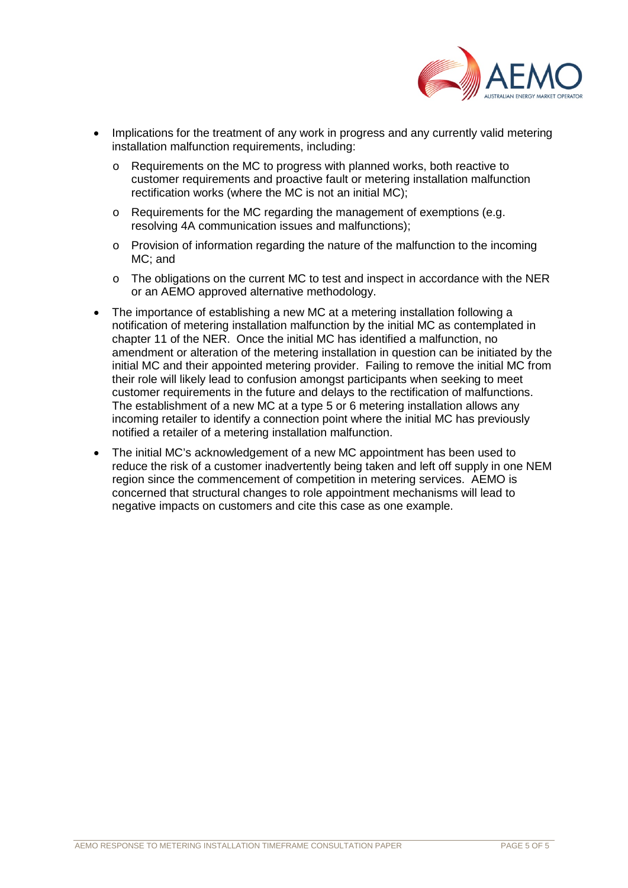- Implications for the treatment of any work in progress and any currently valid metering installation malfunction requirements, including:
  - Requirements on the MC to progress with planned works, both reactive to customer requirements and proactive fault or metering installation malfunction rectification works (where the MC is not an initial MC);
  - Requirements for the MC regarding the management of exemptions (e.g. resolving 4A communication issues and malfunctions);
  - Provision of information regarding the nature of the malfunction to the incoming MC; and
  - The obligations on the current MC to test and inspect in accordance with the NER or an AEMO approved alternative methodology.
- The importance of establishing a new MC at a metering installation following a notification of metering installation malfunction by the initial MC as contemplated in chapter 11 of the NER. Once the initial MC has identified a malfunction, no amendment or alteration of the metering installation in question can be initiated by the initial MC and their appointed metering provider. Failing to remove the initial MC from their role will likely lead to confusion amongst participants when seeking to meet customer requirements in the future and delays to the rectification of malfunctions. The establishment of a new MC at a type 5 or 6 metering installation allows any incoming retailer to identify a connection point where the initial MC has previously notified a retailer of a metering installation malfunction.
- The initial MC's acknowledgement of a new MC appointment has been used to reduce the risk of a customer inadvertently being taken and left off supply in one NEM region since the commencement of competition in metering services. AEMO is concerned that structural changes to role appointment mechanisms will lead to negative impacts on customers and cite this case as one example.